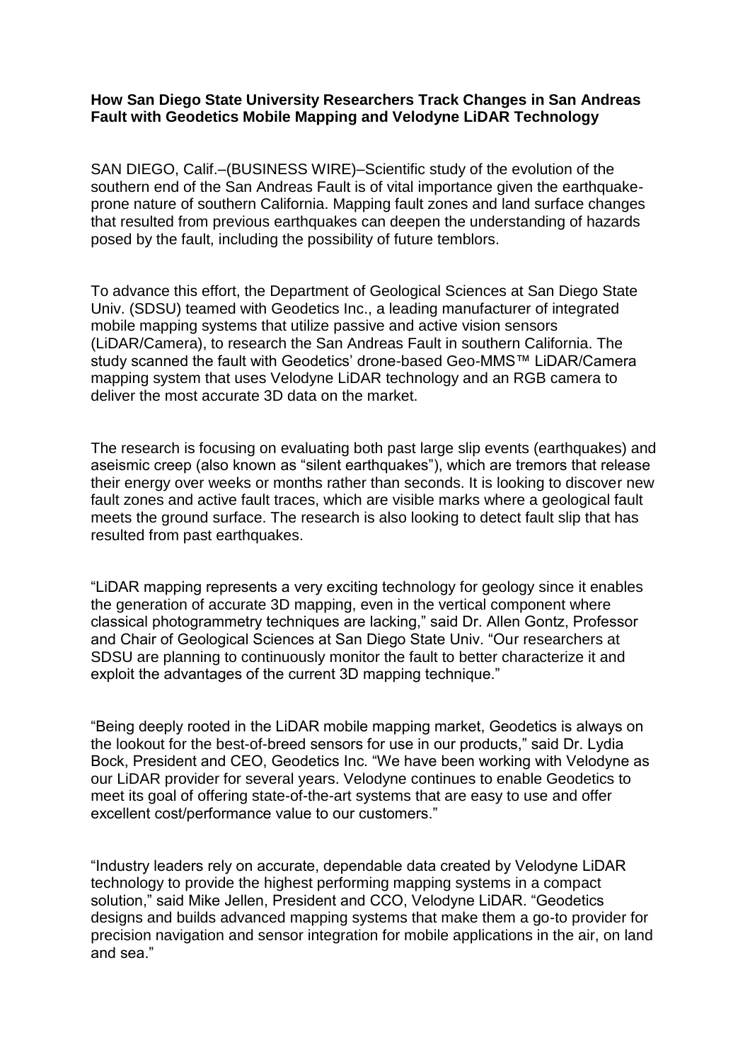**How San Diego State University Researchers Track Changes in San Andreas Fault with Geodetics Mobile Mapping and Velodyne LiDAR Technology**

SAN DIEGO, Calif.–(BUSINESS WIRE)–Scientific study of the evolution of the southern end of the San Andreas Fault is of vital importance given the earthquake-prone nature of southern California. Mapping fault zones and land surface changes that resulted from previous earthquakes can deepen the understanding of hazards posed by the fault, including the possibility of future temblors.

To advance this effort, the Department of Geological Sciences at San Diego State Univ. (SDSU) teamed with Geodetics Inc., a leading manufacturer of integrated mobile mapping systems that utilize passive and active vision sensors (LiDAR/Camera), to research the San Andreas Fault in southern California. The study scanned the fault with Geodetics' drone-based Geo-MMS™ LiDAR/Camera mapping system that uses Velodyne LiDAR technology and an RGB camera to deliver the most accurate 3D data on the market.

The research is focusing on evaluating both past large slip events (earthquakes) and aseismic creep (also known as "silent earthquakes"), which are tremors that release their energy over weeks or months rather than seconds. It is looking to discover new fault zones and active fault traces, which are visible marks where a geological fault meets the ground surface. The research is also looking to detect fault slip that has resulted from past earthquakes.

"LiDAR mapping represents a very exciting technology for geology since it enables the generation of accurate 3D mapping, even in the vertical component where classical photogrammetry techniques are lacking," said Dr. Allen Gontz, Professor and Chair of Geological Sciences at San Diego State Univ. "Our researchers at SDSU are planning to continuously monitor the fault to better characterize it and exploit the advantages of the current 3D mapping technique."

"Being deeply rooted in the LiDAR mobile mapping market, Geodetics is always on the lookout for the best-of-breed sensors for use in our products," said Dr. Lydia Bock, President and CEO, Geodetics Inc. "We have been working with Velodyne as our LiDAR provider for several years. Velodyne continues to enable Geodetics to meet its goal of offering state-of-the-art systems that are easy to use and offer excellent cost/performance value to our customers."

"Industry leaders rely on accurate, dependable data created by Velodyne LiDAR technology to provide the highest performing mapping systems in a compact solution," said Mike Jellen, President and CCO, Velodyne LiDAR. "Geodetics designs and builds advanced mapping systems that make them a go-to provider for precision navigation and sensor integration for mobile applications in the air, on land and sea."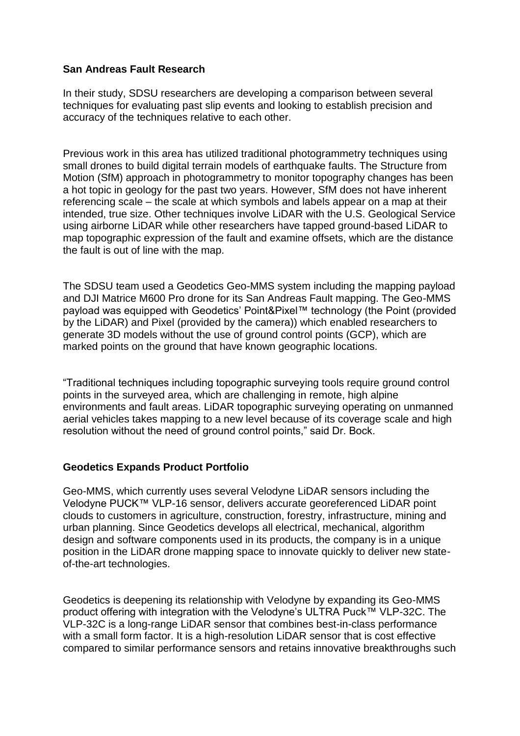**San Andreas Fault Research**

In their study, SDSU researchers are developing a comparison between several techniques for evaluating past slip events and looking to establish precision and accuracy of the techniques relative to each other.

Previous work in this area has utilized traditional photogrammetry techniques using small drones to build digital terrain models of earthquake faults. The Structure from Motion (SfM) approach in photogrammetry to monitor topography changes has been a hot topic in geology for the past two years. However, SfM does not have inherent referencing scale – the scale at which symbols and labels appear on a map at their intended, true size. Other techniques involve LiDAR with the U.S. Geological Service using airborne LiDAR while other researchers have tapped ground-based LiDAR to map topographic expression of the fault and examine offsets, which are the distance the fault is out of line with the map.

The SDSU team used a Geodetics Geo-MMS system including the mapping payload and DJI Matrice M600 Pro drone for its San Andreas Fault mapping. The Geo-MMS payload was equipped with Geodetics' Point&Pixel™ technology (the Point (provided by the LiDAR) and Pixel (provided by the camera)) which enabled researchers to generate 3D models without the use of ground control points (GCP), which are marked points on the ground that have known geographic locations.

"Traditional techniques including topographic surveying tools require ground control points in the surveyed area, which are challenging in remote, high alpine environments and fault areas. LiDAR topographic surveying operating on unmanned aerial vehicles takes mapping to a new level because of its coverage scale and high resolution without the need of ground control points," said Dr. Bock.

**Geodetics Expands Product Portfolio**

Geo-MMS, which currently uses several Velodyne LiDAR sensors including the Velodyne PUCK™ VLP-16 sensor, delivers accurate georeferenced LiDAR point clouds to customers in agriculture, construction, forestry, infrastructure, mining and urban planning. Since Geodetics develops all electrical, mechanical, algorithm design and software components used in its products, the company is in a unique position in the LiDAR drone mapping space to innovate quickly to deliver new state-of-the-art technologies.

Geodetics is deepening its relationship with Velodyne by expanding its Geo-MMS product offering with integration with the Velodyne's ULTRA Puck™ VLP-32C. The VLP-32C is a long-range LiDAR sensor that combines best-in-class performance with a small form factor. It is a high-resolution LiDAR sensor that is cost effective compared to similar performance sensors and retains innovative breakthroughs such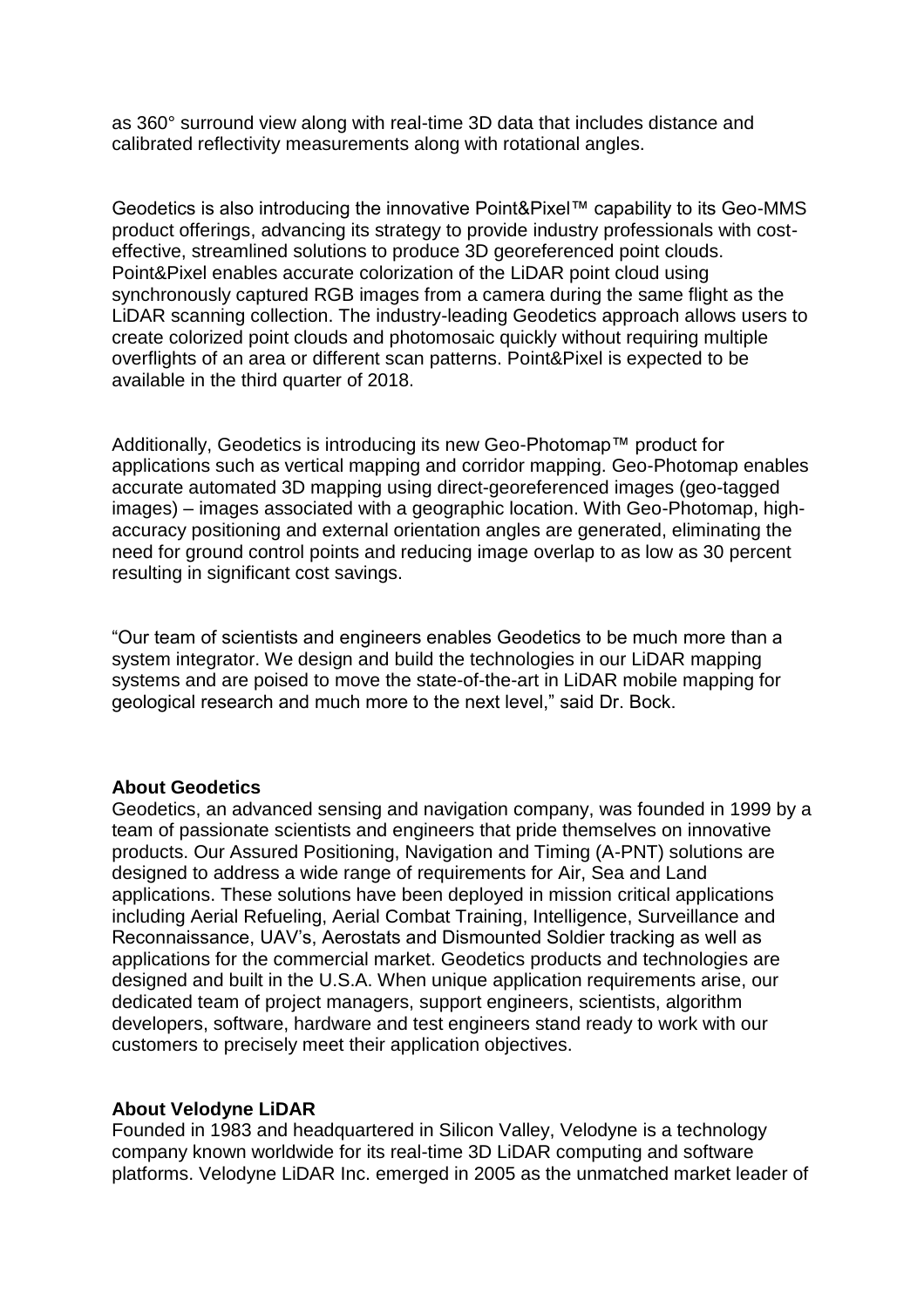as 360° surround view along with real-time 3D data that includes distance and calibrated reflectivity measurements along with rotational angles.

Geodetics is also introducing the innovative Point&Pixel™ capability to its Geo-MMS product offerings, advancing its strategy to provide industry professionals with cost-effective, streamlined solutions to produce 3D georeferenced point clouds. Point&Pixel enables accurate colorization of the LiDAR point cloud using synchronously captured RGB images from a camera during the same flight as the LiDAR scanning collection. The industry-leading Geodetics approach allows users to create colorized point clouds and photomosaic quickly without requiring multiple overflights of an area or different scan patterns. Point&Pixel is expected to be available in the third quarter of 2018.

Additionally, Geodetics is introducing its new Geo-Photomap™ product for applications such as vertical mapping and corridor mapping. Geo-Photomap enables accurate automated 3D mapping using direct-georeferenced images (geo-tagged images) – images associated with a geographic location. With Geo-Photomap, high-accuracy positioning and external orientation angles are generated, eliminating the need for ground control points and reducing image overlap to as low as 30 percent resulting in significant cost savings.

"Our team of scientists and engineers enables Geodetics to be much more than a system integrator. We design and build the technologies in our LiDAR mapping systems and are poised to move the state-of-the-art in LiDAR mobile mapping for geological research and much more to the next level," said Dr. Bock.

**About Geodetics**
Geodetics, an advanced sensing and navigation company, was founded in 1999 by a team of passionate scientists and engineers that pride themselves on innovative products. Our Assured Positioning, Navigation and Timing (A-PNT) solutions are designed to address a wide range of requirements for Air, Sea and Land applications. These solutions have been deployed in mission critical applications including Aerial Refueling, Aerial Combat Training, Intelligence, Surveillance and Reconnaissance, UAV's, Aerostats and Dismounted Soldier tracking as well as applications for the commercial market. Geodetics products and technologies are designed and built in the U.S.A. When unique application requirements arise, our dedicated team of project managers, support engineers, scientists, algorithm developers, software, hardware and test engineers stand ready to work with our customers to precisely meet their application objectives.

**About Velodyne LiDAR**
Founded in 1983 and headquartered in Silicon Valley, Velodyne is a technology company known worldwide for its real-time 3D LiDAR computing and software platforms. Velodyne LiDAR Inc. emerged in 2005 as the unmatched market leader of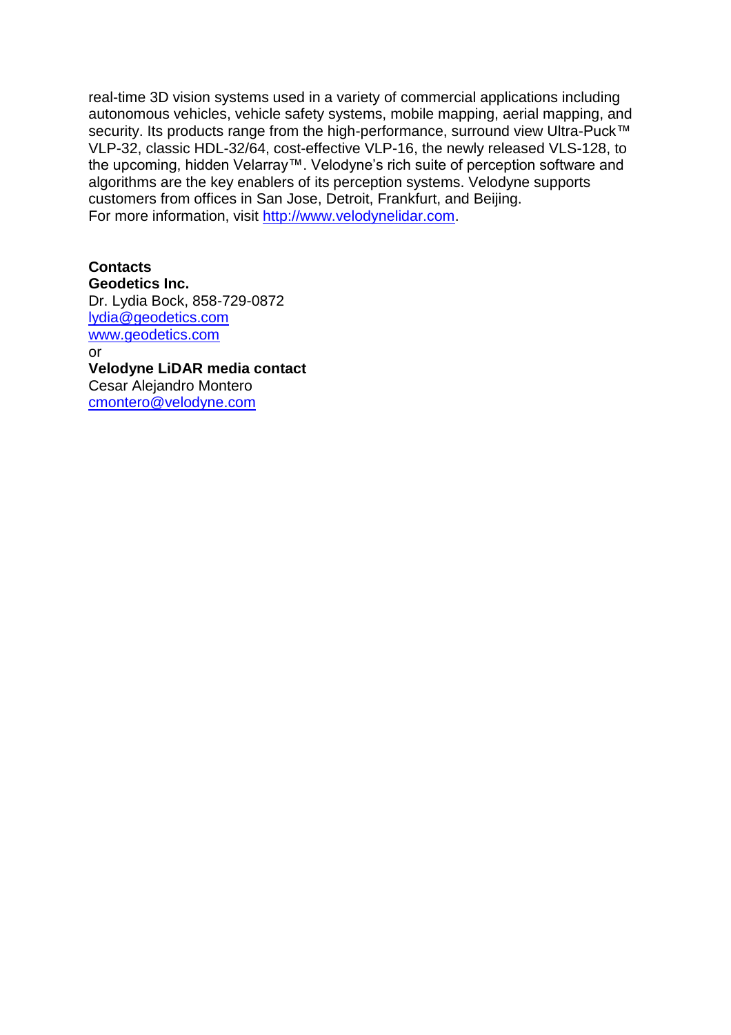real-time 3D vision systems used in a variety of commercial applications including autonomous vehicles, vehicle safety systems, mobile mapping, aerial mapping, and security. Its products range from the high-performance, surround view Ultra-Puck™ VLP-32, classic HDL-32/64, cost-effective VLP-16, the newly released VLS-128, to the upcoming, hidden Velarray™. Velodyne's rich suite of perception software and algorithms are the key enablers of its perception systems. Velodyne supports customers from offices in San Jose, Detroit, Frankfurt, and Beijing.
For more information, visit http://www.velodynelidar.com.

**Contacts**
**Geodetics Inc.**
Dr. Lydia Bock, 858-729-0872
lydia@geodetics.com
www.geodetics.com
or
**Velodyne LiDAR media contact**
Cesar Alejandro Montero
cmontero@velodyne.com